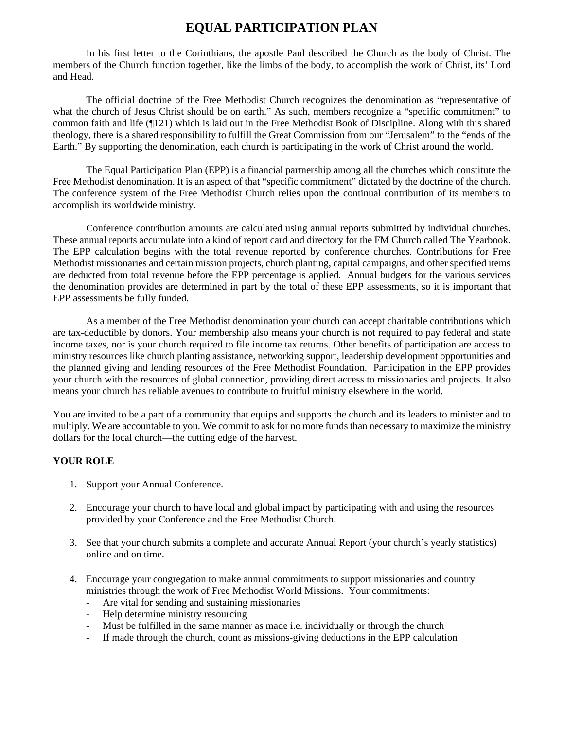# EQUAL PARTICIPATION PLAN

In his first letter to the Corinthians, the apostle Paul described the Church as the body of Christ. The members of the Church function together, like the limbs of the body, to accomplish the work of Christ, its' Lord and Head.

The official doctrine of the Free Methodist Church recognizes the denomination as "representative of what the church of Jesus Christ should be on earth." As such, members recognize a "specific commitment" to common faith and life (¶121) which is laid out in the Free Methodist Book of Discipline. Along with this shared theology, there is a shared responsibility to fulfill the Great Commission from our "Jerusalem" to the "ends of the Earth." By supporting the denomination, each church is participating in the work of Christ around the world.

The Equal Participation Plan (EPP) is a financial partnership among all the churches which constitute the Free Methodist denomination. It is an aspect of that "specific commitment" dictated by the doctrine of the church. The conference system of the Free Methodist Church relies upon the continual contribution of its members to accomplish its worldwide ministry.

Conference contribution amounts are calculated using annual reports submitted by individual churches. These annual reports accumulate into a kind of report card and directory for the FM Church called The Yearbook. The EPP calculation begins with the total revenue reported by conference churches. Contributions for Free Methodist missionaries and certain mission projects, church planting, capital campaigns, and other specified items are deducted from total revenue before the EPP percentage is applied. Annual budgets for the various services the denomination provides are determined in part by the total of these EPP assessments, so it is important that EPP assessments be fully funded.

As a member of the Free Methodist denomination your church can accept charitable contributions which are tax-deductible by donors. Your membership also means your church is not required to pay federal and state income taxes, nor is your church required to file income tax returns. Other benefits of participation are access to ministry resources like church planting assistance, networking support, leadership development opportunities and the planned giving and lending resources of the Free Methodist Foundation. Participation in the EPP provides your church with the resources of global connection, providing direct access to missionaries and projects. It also means your church has reliable avenues to contribute to fruitful ministry elsewhere in the world.

You are invited to be a part of a community that equips and supports the church and its leaders to minister and to multiply. We are accountable to you. We commit to ask for no more funds than necessary to maximize the ministry dollars for the local church—the cutting edge of the harvest.

**YOUR ROLE**

1. Support your Annual Conference.

2. Encourage your church to have local and global impact by participating with and using the resources provided by your Conference and the Free Methodist Church.

3. See that your church submits a complete and accurate Annual Report (your church's yearly statistics) online and on time.

4. Encourage your congregation to make annual commitments to support missionaries and country ministries through the work of Free Methodist World Missions. Your commitments:
   - Are vital for sending and sustaining missionaries
   - Help determine ministry resourcing
   - Must be fulfilled in the same manner as made i.e. individually or through the church
   - If made through the church, count as missions-giving deductions in the EPP calculation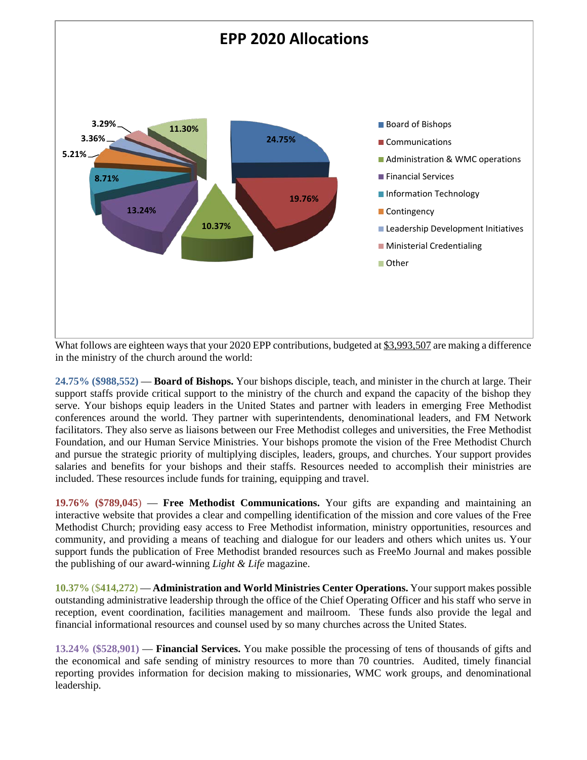## EPP 2020 Allocations

| Category | Percentage |
| --- | --- |
| Board of Bishops | 24.75% |
| Communications | 19.76% |
| Administration & WMC operations | 10.37% |
| Financial Services | 13.24% |
| Information Technology | 8.71% |
| Contingency | 5.21% |
| Leadership Development Initiatives | 3.36% |
| Ministerial Credentialing | 3.29% |
| Other | 11.30% |

What follows are eighteen ways that your 2020 EPP contributions, budgeted at $3,993,507 are making a difference in the ministry of the church around the world:

**24.75% ($988,552) — Board of Bishops.** Your bishops disciple, teach, and minister in the church at large. Their support staffs provide critical support to the ministry of the church and expand the capacity of the bishop they serve. Your bishops equip leaders in the United States and partner with leaders in emerging Free Methodist conferences around the world. They partner with superintendents, denominational leaders, and FM Network facilitators. They also serve as liaisons between our Free Methodist colleges and universities, the Free Methodist Foundation, and our Human Service Ministries. Your bishops promote the vision of the Free Methodist Church and pursue the strategic priority of multiplying disciples, leaders, groups, and churches. Your support provides salaries and benefits for your bishops and their staffs. Resources needed to accomplish their ministries are included. These resources include funds for training, equipping and travel.

**19.76% ($789,045) — Free Methodist Communications.** Your gifts are expanding and maintaining an interactive website that provides a clear and compelling identification of the mission and core values of the Free Methodist Church; providing easy access to Free Methodist information, ministry opportunities, resources and community, and providing a means of teaching and dialogue for our leaders and others which unites us. Your support funds the publication of Free Methodist branded resources such as FreeMo Journal and makes possible the publishing of our award-winning *Light & Life* magazine.

**10.37% ($414,272) — Administration and World Ministries Center Operations.** Your support makes possible outstanding administrative leadership through the office of the Chief Operating Officer and his staff who serve in reception, event coordination, facilities management and mailroom. These funds also provide the legal and financial informational resources and counsel used by so many churches across the United States.

**13.24% ($528,901) — Financial Services.** You make possible the processing of tens of thousands of gifts and the economical and safe sending of ministry resources to more than 70 countries. Audited, timely financial reporting provides information for decision making to missionaries, WMC work groups, and denominational leadership.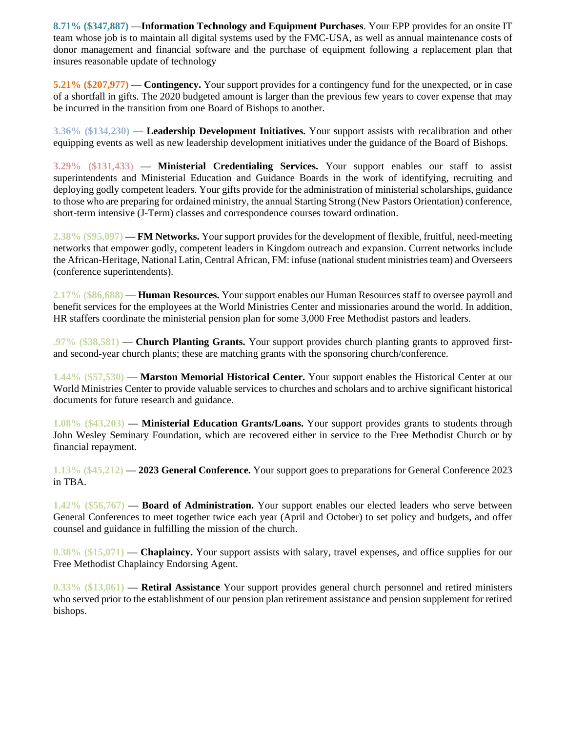**8.71% ($347,887) —Information Technology and Equipment Purchases**. Your EPP provides for an onsite IT team whose job is to maintain all digital systems used by the FMC-USA, as well as annual maintenance costs of donor management and financial software and the purchase of equipment following a replacement plan that insures reasonable update of technology

**5.21% ($207,977) — Contingency.** Your support provides for a contingency fund for the unexpected, or in case of a shortfall in gifts. The 2020 budgeted amount is larger than the previous few years to cover expense that may be incurred in the transition from one Board of Bishops to another.

**3.36% ($134,230) — Leadership Development Initiatives.** Your support assists with recalibration and other equipping events as well as new leadership development initiatives under the guidance of the Board of Bishops.

**3.29% ($131,433) — Ministerial Credentialing Services.** Your support enables our staff to assist superintendents and Ministerial Education and Guidance Boards in the work of identifying, recruiting and deploying godly competent leaders. Your gifts provide for the administration of ministerial scholarships, guidance to those who are preparing for ordained ministry, the annual Starting Strong (New Pastors Orientation) conference, short-term intensive (J-Term) classes and correspondence courses toward ordination.

**2.38% ($95,097) — FM Networks.** Your support provides for the development of flexible, fruitful, need-meeting networks that empower godly, competent leaders in Kingdom outreach and expansion. Current networks include the African-Heritage, National Latin, Central African, FM: infuse (national student ministries team) and Overseers (conference superintendents).

**2.17% ($86,688) — Human Resources.** Your support enables our Human Resources staff to oversee payroll and benefit services for the employees at the World Ministries Center and missionaries around the world. In addition, HR staffers coordinate the ministerial pension plan for some 3,000 Free Methodist pastors and leaders.

**.97% ($38,581) — Church Planting Grants.** Your support provides church planting grants to approved first- and second-year church plants; these are matching grants with the sponsoring church/conference.

**1.44% ($57,530) — Marston Memorial Historical Center.** Your support enables the Historical Center at our World Ministries Center to provide valuable services to churches and scholars and to archive significant historical documents for future research and guidance.

**1.08% ($43,203) — Ministerial Education Grants/Loans.** Your support provides grants to students through John Wesley Seminary Foundation, which are recovered either in service to the Free Methodist Church or by financial repayment.

**1.13% ($45,212) — 2023 General Conference.** Your support goes to preparations for General Conference 2023 in TBA.

**1.42% ($56,767) — Board of Administration.** Your support enables our elected leaders who serve between General Conferences to meet together twice each year (April and October) to set policy and budgets, and offer counsel and guidance in fulfilling the mission of the church.

**0.38% ($15,071) — Chaplaincy.** Your support assists with salary, travel expenses, and office supplies for our Free Methodist Chaplaincy Endorsing Agent.

**0.33% ($13,061) — Retiral Assistance** Your support provides general church personnel and retired ministers who served prior to the establishment of our pension plan retirement assistance and pension supplement for retired bishops.